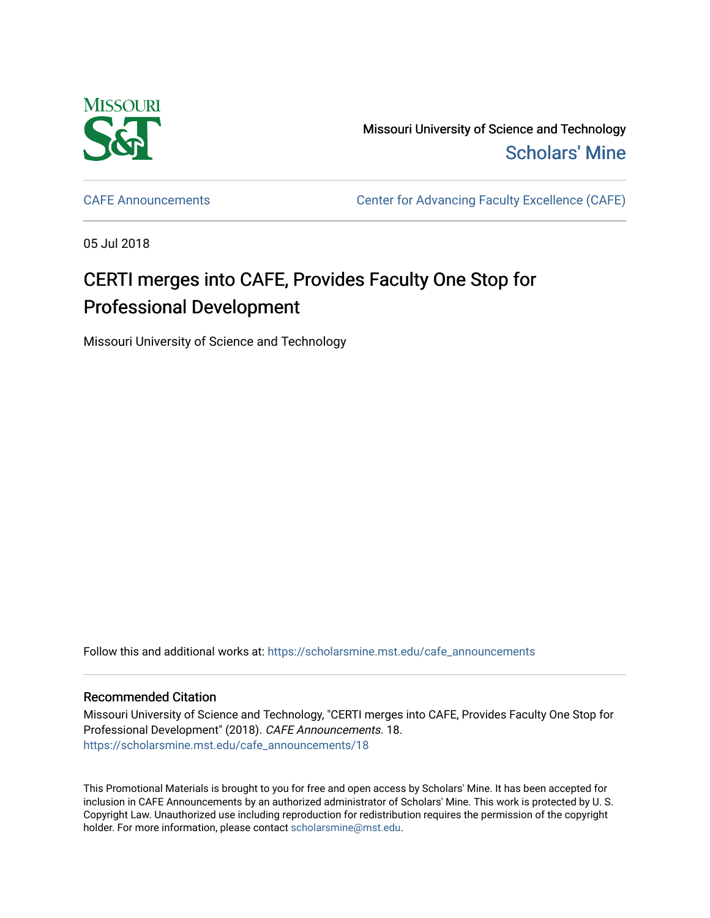Missouri University of Science and Technology

Scholars' Mine

CAFE Announcements

Center for Advancing Faculty Excellence (CAFE)

05 Jul 2018

# CERTI merges into CAFE, Provides Faculty One Stop for Professional Development

Missouri University of Science and Technology

Follow this and additional works at: https://scholarsmine.mst.edu/cafe_announcements

## Recommended Citation

Missouri University of Science and Technology, "CERTI merges into CAFE, Provides Faculty One Stop for Professional Development" (2018). *CAFE Announcements*. 18.
https://scholarsmine.mst.edu/cafe_announcements/18

This Promotional Materials is brought to you for free and open access by Scholars' Mine. It has been accepted for inclusion in CAFE Announcements by an authorized administrator of Scholars' Mine. This work is protected by U. S. Copyright Law. Unauthorized use including reproduction for redistribution requires the permission of the copyright holder. For more information, please contact scholarsmine@mst.edu.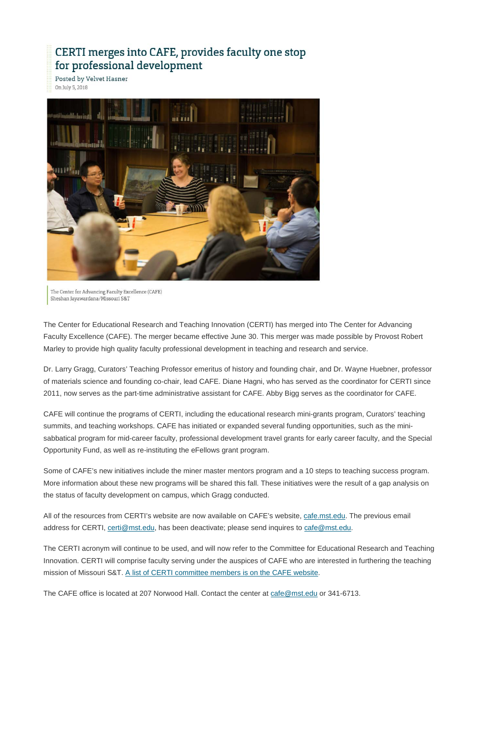# CERTI merges into CAFE, provides faculty one stop for professional development

Posted by Velvet Hasner
On July 5, 2018

The Center for Advancing Faculty Excellence (CAFE)
Sheshan Jayawardana/Missouri S&T

The Center for Educational Research and Teaching Innovation (CERTI) has merged into The Center for Advancing Faculty Excellence (CAFE). The merger became effective June 30. This merger was made possible by Provost Robert Marley to provide high quality faculty professional development in teaching and research and service.

Dr. Larry Gragg, Curators' Teaching Professor emeritus of history and founding chair, and Dr. Wayne Huebner, professor of materials science and founding co-chair, lead CAFE. Diane Hagni, who has served as the coordinator for CERTI since 2011, now serves as the part-time administrative assistant for CAFE. Abby Bigg serves as the coordinator for CAFE.

CAFE will continue the programs of CERTI, including the educational research mini-grants program, Curators' teaching summits, and teaching workshops. CAFE has initiated or expanded several funding opportunities, such as the mini-sabbatical program for mid-career faculty, professional development travel grants for early career faculty, and the Special Opportunity Fund, as well as re-instituting the eFellows grant program.

Some of CAFE's new initiatives include the miner master mentors program and a 10 steps to teaching success program. More information about these new programs will be shared this fall. These initiatives were the result of a gap analysis on the status of faculty development on campus, which Gragg conducted.

All of the resources from CERTI's website are now available on CAFE's website, [cafe.mst.edu](cafe.mst.edu). The previous email address for CERTI, [certi@mst.edu](mailto:certi@mst.edu), has been deactivate; please send inquires to [cafe@mst.edu](mailto:cafe@mst.edu).

The CERTI acronym will continue to be used, and will now refer to the Committee for Educational Research and Teaching Innovation. CERTI will comprise faculty serving under the auspices of CAFE who are interested in furthering the teaching mission of Missouri S&T. A list of CERTI committee members is on the CAFE website.

The CAFE office is located at 207 Norwood Hall. Contact the center at [cafe@mst.edu](mailto:cafe@mst.edu) or 341-6713.